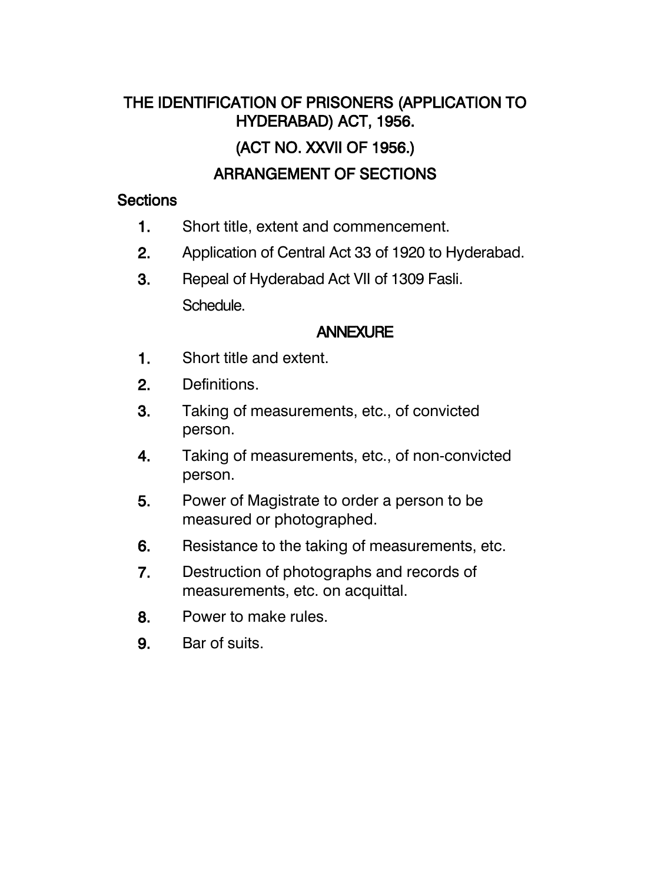# THE IDENTIFICATION OF PRISONERS (APPLICATION TO HYDERABAD) ACT, 1956.

## (ACT NO. XXVII OF 1956.)

## ARRANGEMENT OF SECTIONS

**Sections**

1. Short title, extent and commencement.
2. Application of Central Act 33 of 1920 to Hyderabad.
3. Repeal of Hyderabad Act VII of 1309 Fasli.

Schedule.

## ANNEXURE

1. Short title and extent.
2. Definitions.
3. Taking of measurements, etc., of convicted person.
4. Taking of measurements, etc., of non-convicted person.
5. Power of Magistrate to order a person to be measured or photographed.
6. Resistance to the taking of measurements, etc.
7. Destruction of photographs and records of measurements, etc. on acquittal.
8. Power to make rules.
9. Bar of suits.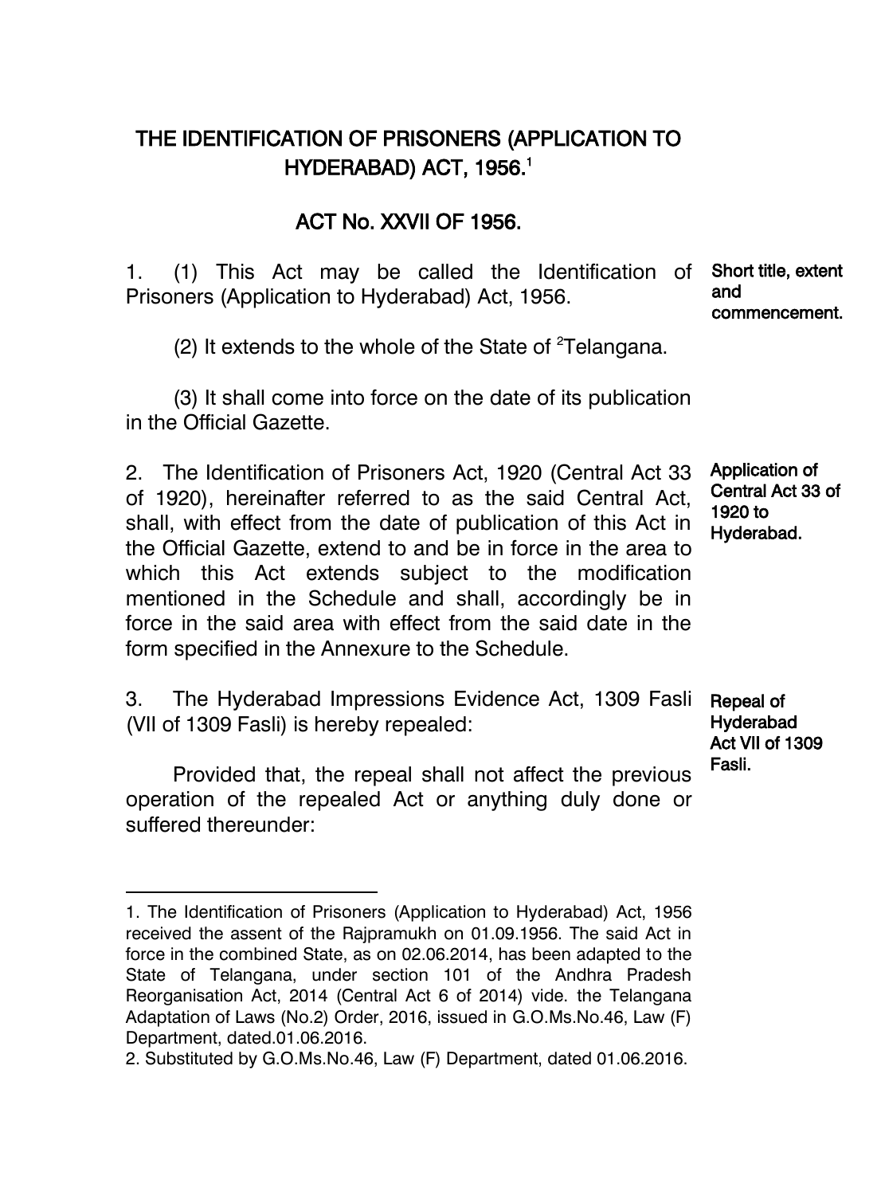# THE IDENTIFICATION OF PRISONERS (APPLICATION TO HYDERABAD) ACT, 1956.[1]

## ACT No. XXVII OF 1956.

**Short title, extent and commencement.**

1. (1) This Act may be called the Identification of Prisoners (Application to Hyderabad) Act, 1956.

(2) It extends to the whole of the State of [2]Telangana.

(3) It shall come into force on the date of its publication in the Official Gazette.

**Application of Central Act 33 of 1920 to Hyderabad.**

2. The Identification of Prisoners Act, 1920 (Central Act 33 of 1920), hereinafter referred to as the said Central Act, shall, with effect from the date of publication of this Act in the Official Gazette, extend to and be in force in the area to which this Act extends subject to the modification mentioned in the Schedule and shall, accordingly be in force in the said area with effect from the said date in the form specified in the Annexure to the Schedule.

**Repeal of Hyderabad Act VII of 1309 Fasli.**

3. The Hyderabad Impressions Evidence Act, 1309 Fasli (VII of 1309 Fasli) is hereby repealed:

Provided that, the repeal shall not affect the previous operation of the repealed Act or anything duly done or suffered thereunder:

---

1. The Identification of Prisoners (Application to Hyderabad) Act, 1956 received the assent of the Rajpramukh on 01.09.1956. The said Act in force in the combined State, as on 02.06.2014, has been adapted to the State of Telangana, under section 101 of the Andhra Pradesh Reorganisation Act, 2014 (Central Act 6 of 2014) vide. the Telangana Adaptation of Laws (No.2) Order, 2016, issued in G.O.Ms.No.46, Law (F) Department, dated.01.06.2016.

2. Substituted by G.O.Ms.No.46, Law (F) Department, dated 01.06.2016.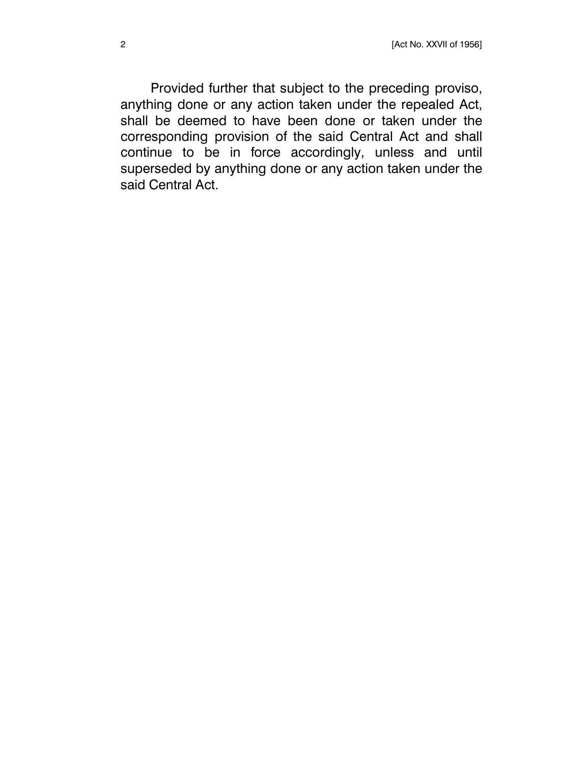Provided further that subject to the preceding proviso, anything done or any action taken under the repealed Act, shall be deemed to have been done or taken under the corresponding provision of the said Central Act and shall continue to be in force accordingly, unless and until superseded by anything done or any action taken under the said Central Act.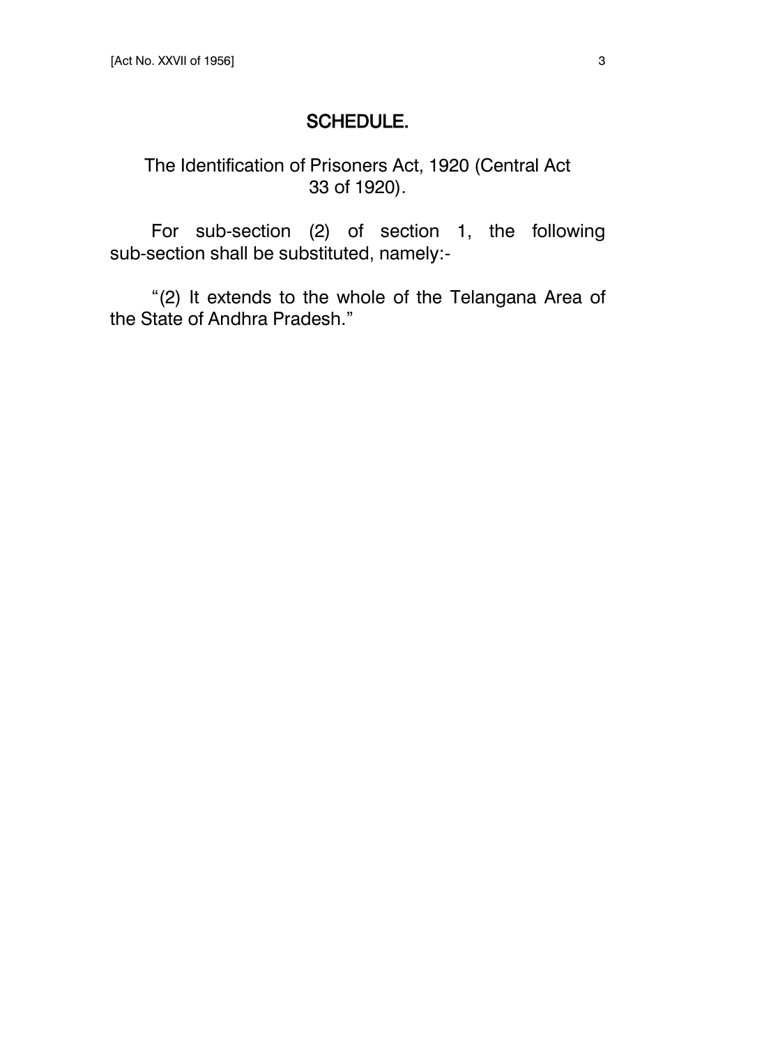# SCHEDULE.

## The Identification of Prisoners Act, 1920 (Central Act 33 of 1920).

For sub-section (2) of section 1, the following sub-section shall be substituted, namely:-

"(2) It extends to the whole of the Telangana Area of the State of Andhra Pradesh."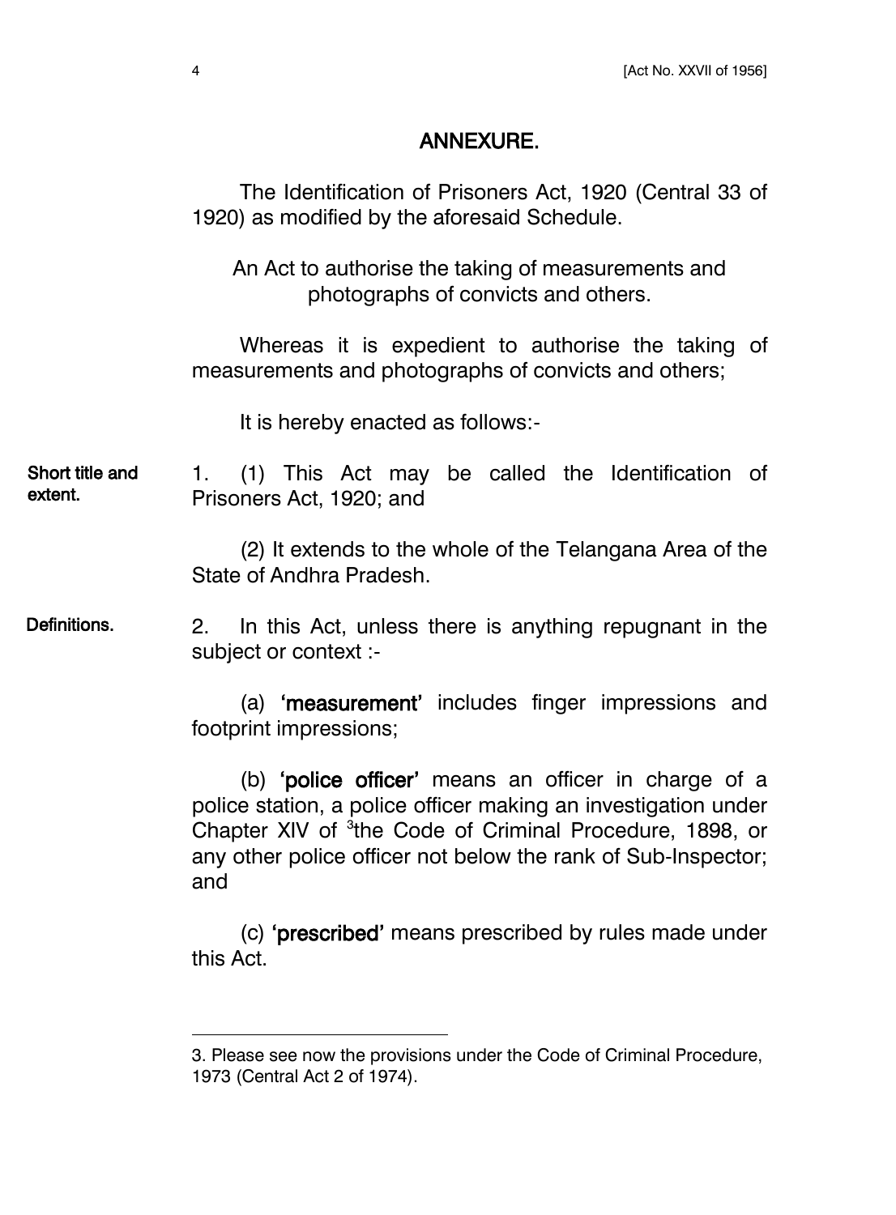## ANNEXURE.

The Identification of Prisoners Act, 1920 (Central 33 of 1920) as modified by the aforesaid Schedule.

An Act to authorise the taking of measurements and photographs of convicts and others.

Whereas it is expedient to authorise the taking of measurements and photographs of convicts and others;

It is hereby enacted as follows:-

**Short title and extent.**

1. (1) This Act may be called the Identification of Prisoners Act, 1920; and

(2) It extends to the whole of the Telangana Area of the State of Andhra Pradesh.

**Definitions.**

2. In this Act, unless there is anything repugnant in the subject or context :-

(a) **'measurement'** includes finger impressions and footprint impressions;

(b) **'police officer'** means an officer in charge of a police station, a police officer making an investigation under Chapter XIV of [3]the Code of Criminal Procedure, 1898, or any other police officer not below the rank of Sub-Inspector; and

(c) **'prescribed'** means prescribed by rules made under this Act.

---

3. Please see now the provisions under the Code of Criminal Procedure, 1973 (Central Act 2 of 1974).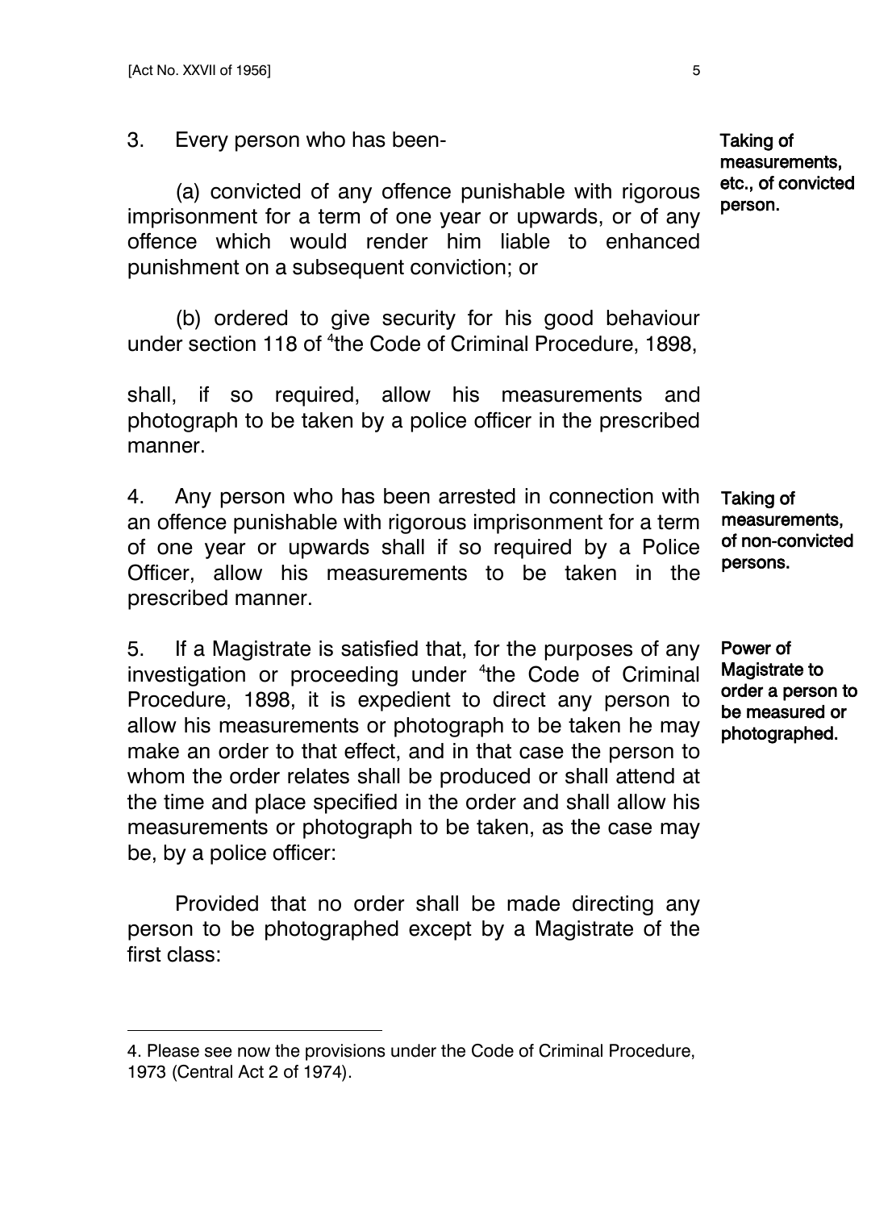**3. Taking of measurements, etc., of convicted person.**

3. Every person who has been-

(a) convicted of any offence punishable with rigorous imprisonment for a term of one year or upwards, or of any offence which would render him liable to enhanced punishment on a subsequent conviction; or

(b) ordered to give security for his good behaviour under section 118 of [4]the Code of Criminal Procedure, 1898,

shall, if so required, allow his measurements and photograph to be taken by a police officer in the prescribed manner.

**4. Taking of measurements, of non-convicted persons.**

4. Any person who has been arrested in connection with an offence punishable with rigorous imprisonment for a term of one year or upwards shall if so required by a Police Officer, allow his measurements to be taken in the prescribed manner.

**5. Power of Magistrate to order a person to be measured or photographed.**

5. If a Magistrate is satisfied that, for the purposes of any investigation or proceeding under [4]the Code of Criminal Procedure, 1898, it is expedient to direct any person to allow his measurements or photograph to be taken he may make an order to that effect, and in that case the person to whom the order relates shall be produced or shall attend at the time and place specified in the order and shall allow his measurements or photograph to be taken, as the case may be, by a police officer:

Provided that no order shall be made directing any person to be photographed except by a Magistrate of the first class:

---

4. Please see now the provisions under the Code of Criminal Procedure, 1973 (Central Act 2 of 1974).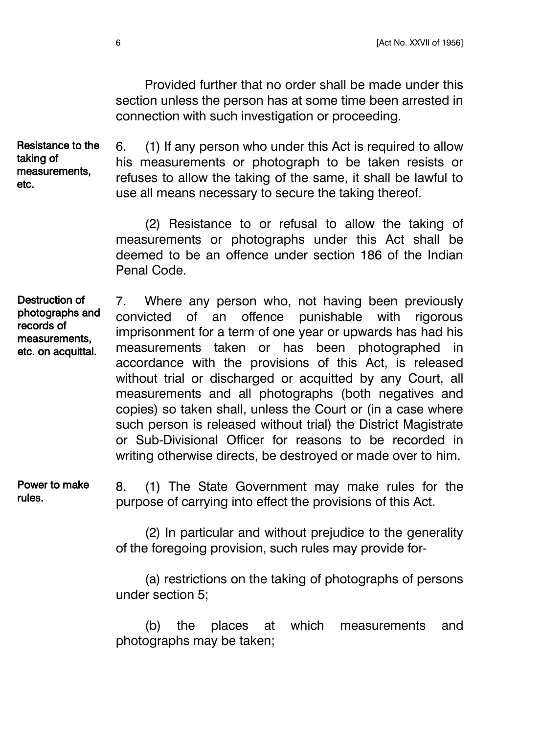Provided further that no order shall be made under this section unless the person has at some time been arrested in connection with such investigation or proceeding.

**Resistance to the taking of measurements, etc.**

6. (1) If any person who under this Act is required to allow his measurements or photograph to be taken resists or refuses to allow the taking of the same, it shall be lawful to use all means necessary to secure the taking thereof.

(2) Resistance to or refusal to allow the taking of measurements or photographs under this Act shall be deemed to be an offence under section 186 of the Indian Penal Code.

**Destruction of photographs and records of measurements, etc. on acquittal.**

7. Where any person who, not having been previously convicted of an offence punishable with rigorous imprisonment for a term of one year or upwards has had his measurements taken or has been photographed in accordance with the provisions of this Act, is released without trial or discharged or acquitted by any Court, all measurements and all photographs (both negatives and copies) so taken shall, unless the Court or (in a case where such person is released without trial) the District Magistrate or Sub-Divisional Officer for reasons to be recorded in writing otherwise directs, be destroyed or made over to him.

**Power to make rules.**

8. (1) The State Government may make rules for the purpose of carrying into effect the provisions of this Act.

(2) In particular and without prejudice to the generality of the foregoing provision, such rules may provide for-

(a) restrictions on the taking of photographs of persons under section 5;

(b) the places at which measurements and photographs may be taken;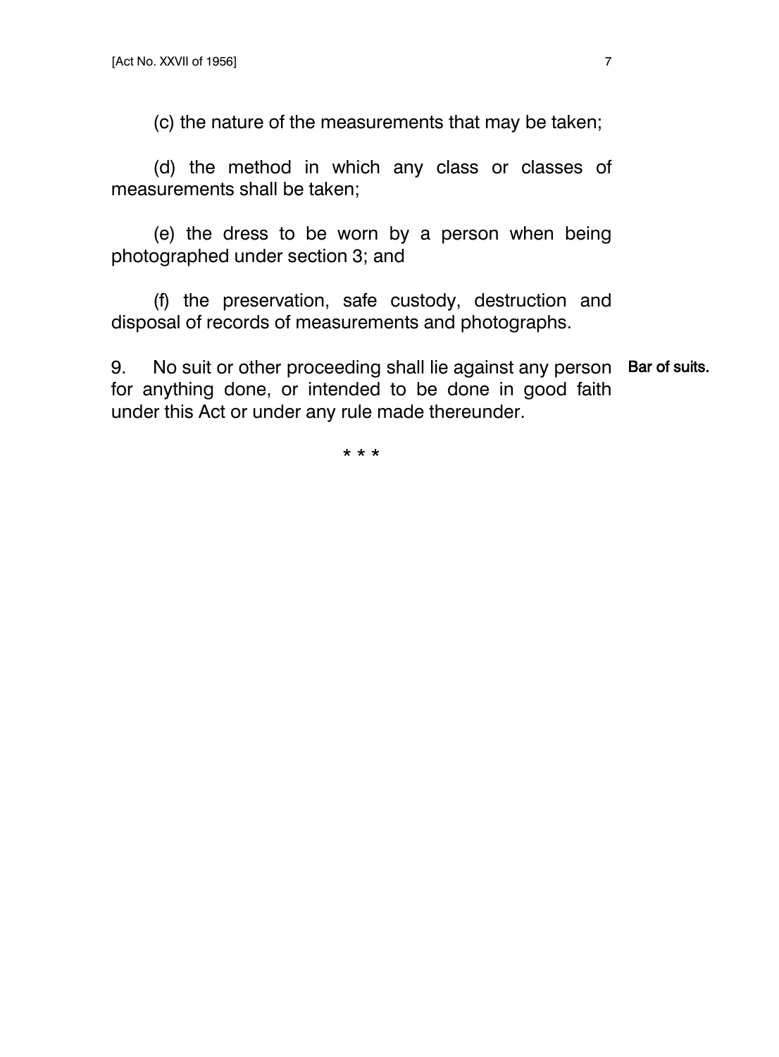(c) the nature of the measurements that may be taken;

(d) the method in which any class or classes of measurements shall be taken;

(e) the dress to be worn by a person when being photographed under section 3; and

(f) the preservation, safe custody, destruction and disposal of records of measurements and photographs.

**Bar of suits.**

9. No suit or other proceeding shall lie against any person for anything done, or intended to be done in good faith under this Act or under any rule made thereunder.

\* \* \*